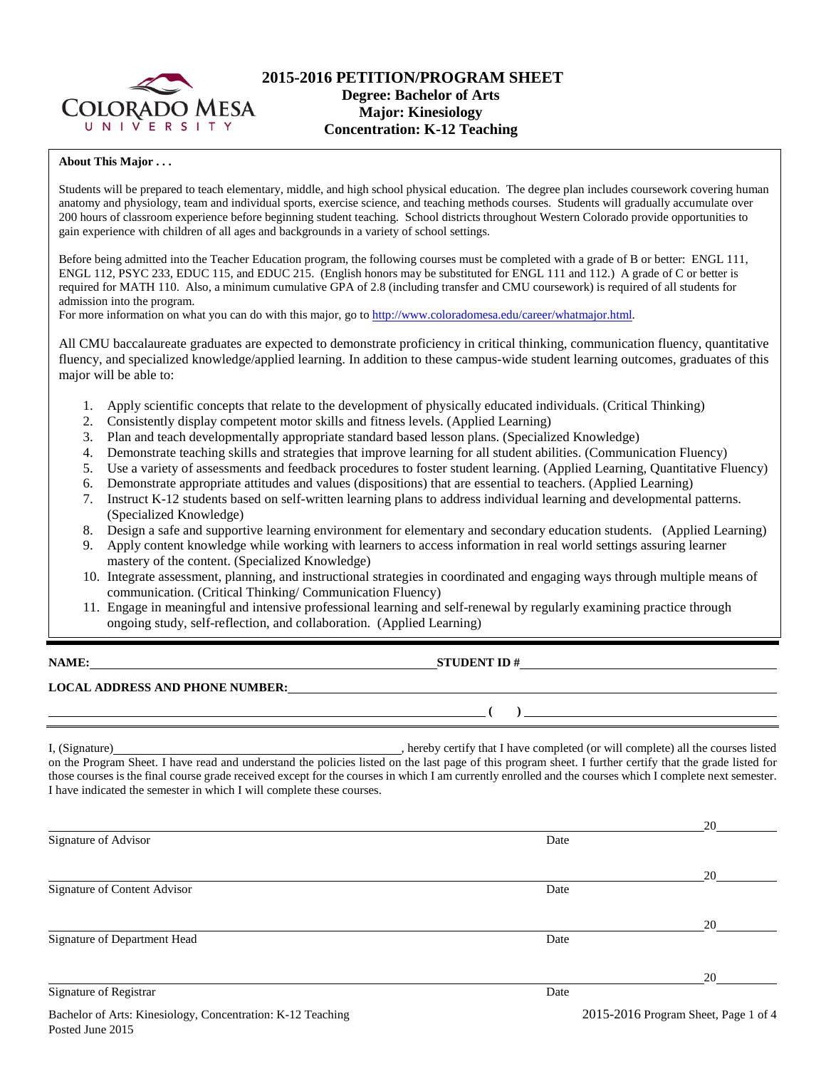# 2015-2016 PETITION/PROGRAM SHEET

## Degree: Bachelor of Arts
## Major: Kinesiology
## Concentration: K-12 Teaching

**About This Major . . .**

Students will be prepared to teach elementary, middle, and high school physical education. The degree plan includes coursework covering human anatomy and physiology, team and individual sports, exercise science, and teaching methods courses. Students will gradually accumulate over 200 hours of classroom experience before beginning student teaching. School districts throughout Western Colorado provide opportunities to gain experience with children of all ages and backgrounds in a variety of school settings.

Before being admitted into the Teacher Education program, the following courses must be completed with a grade of B or better: ENGL 111, ENGL 112, PSYC 233, EDUC 115, and EDUC 215. (English honors may be substituted for ENGL 111 and 112.) A grade of C or better is required for MATH 110. Also, a minimum cumulative GPA of 2.8 (including transfer and CMU coursework) is required of all students for admission into the program.
For more information on what you can do with this major, go to http://www.coloradomesa.edu/career/whatmajor.html.

All CMU baccalaureate graduates are expected to demonstrate proficiency in critical thinking, communication fluency, quantitative fluency, and specialized knowledge/applied learning. In addition to these campus-wide student learning outcomes, graduates of this major will be able to:

1. Apply scientific concepts that relate to the development of physically educated individuals. (Critical Thinking)
2. Consistently display competent motor skills and fitness levels. (Applied Learning)
3. Plan and teach developmentally appropriate standard based lesson plans. (Specialized Knowledge)
4. Demonstrate teaching skills and strategies that improve learning for all student abilities. (Communication Fluency)
5. Use a variety of assessments and feedback procedures to foster student learning. (Applied Learning, Quantitative Fluency)
6. Demonstrate appropriate attitudes and values (dispositions) that are essential to teachers. (Applied Learning)
7. Instruct K-12 students based on self-written learning plans to address individual learning and developmental patterns. (Specialized Knowledge)
8. Design a safe and supportive learning environment for elementary and secondary education students. (Applied Learning)
9. Apply content knowledge while working with learners to access information in real world settings assuring learner mastery of the content. (Specialized Knowledge)
10. Integrate assessment, planning, and instructional strategies in coordinated and engaging ways through multiple means of communication. (Critical Thinking/ Communication Fluency)
11. Engage in meaningful and intensive professional learning and self-renewal by regularly examining practice through ongoing study, self-reflection, and collaboration. (Applied Learning)

**NAME:** ______________________ **STUDENT ID #** ______________________

**LOCAL ADDRESS AND PHONE NUMBER:** ______________________

______________________ **( )** ______________________

I, (Signature) ______________________, hereby certify that I have completed (or will complete) all the courses listed on the Program Sheet. I have read and understand the policies listed on the last page of this program sheet. I further certify that the grade listed for those courses is the final course grade received except for the courses in which I am currently enrolled and the courses which I complete next semester. I have indicated the semester in which I will complete these courses.

______________________ 20____
Signature of Advisor — Date

______________________ 20____
Signature of Content Advisor — Date

______________________ 20____
Signature of Department Head — Date

______________________ 20____
Signature of Registrar — Date

Bachelor of Arts: Kinesiology, Concentration: K-12 Teaching
Posted June 2015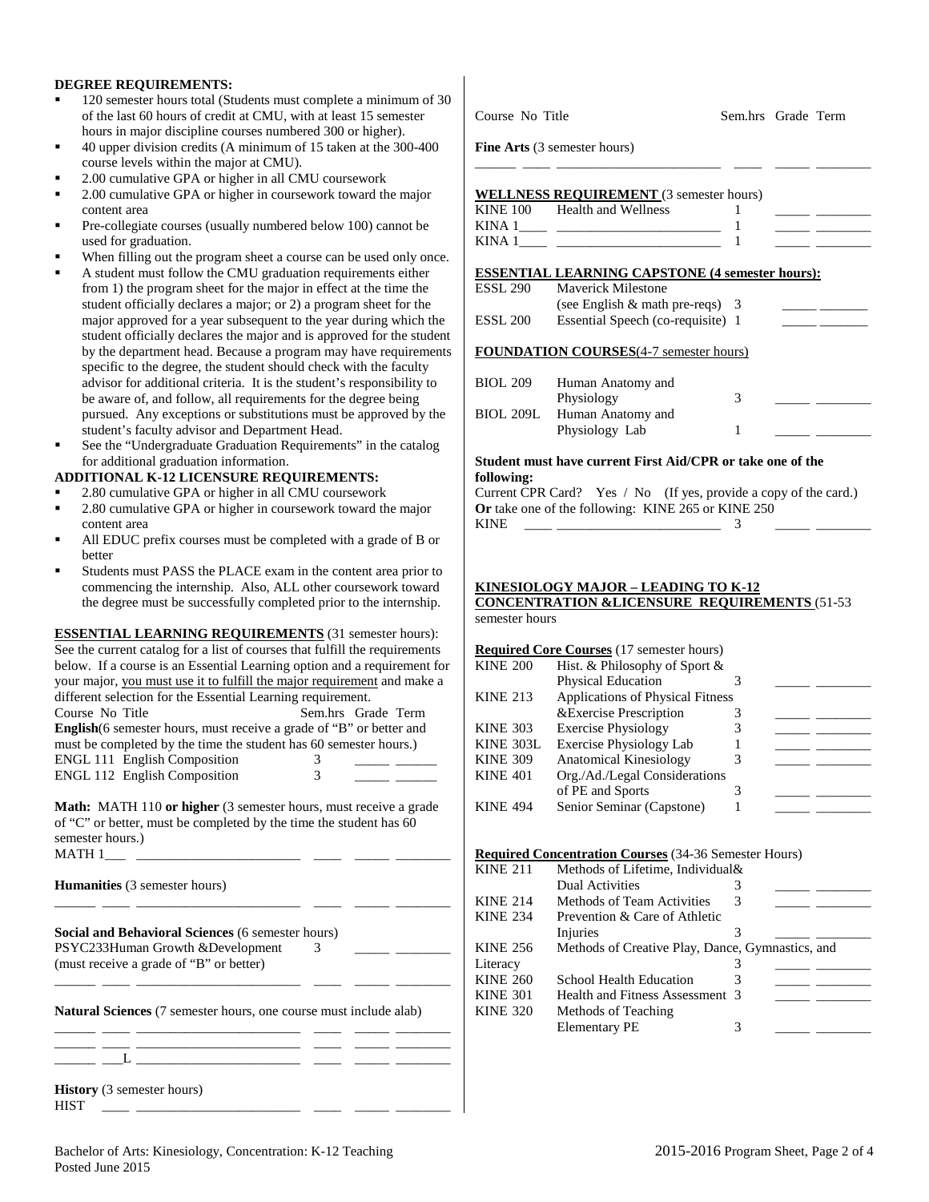**DEGREE REQUIREMENTS:**

- 120 semester hours total (Students must complete a minimum of 30 of the last 60 hours of credit at CMU, with at least 15 semester hours in major discipline courses numbered 300 or higher).
- 40 upper division credits (A minimum of 15 taken at the 300-400 course levels within the major at CMU).
- 2.00 cumulative GPA or higher in all CMU coursework
- 2.00 cumulative GPA or higher in coursework toward the major content area
- Pre-collegiate courses (usually numbered below 100) cannot be used for graduation.
- When filling out the program sheet a course can be used only once.
- A student must follow the CMU graduation requirements either from 1) the program sheet for the major in effect at the time the student officially declares a major; or 2) a program sheet for the major approved for a year subsequent to the year during which the student officially declares the major and is approved for the student by the department head. Because a program may have requirements specific to the degree, the student should check with the faculty advisor for additional criteria. It is the student's responsibility to be aware of, and follow, all requirements for the degree being pursued. Any exceptions or substitutions must be approved by the student's faculty advisor and Department Head.
- See the "Undergraduate Graduation Requirements" in the catalog for additional graduation information.

**ADDITIONAL K-12 LICENSURE REQUIREMENTS:**

- 2.80 cumulative GPA or higher in all CMU coursework
- 2.80 cumulative GPA or higher in coursework toward the major content area
- All EDUC prefix courses must be completed with a grade of B or better
- Students must PASS the PLACE exam in the content area prior to commencing the internship. Also, ALL other coursework toward the degree must be successfully completed prior to the internship.

**ESSENTIAL LEARNING REQUIREMENTS** (31 semester hours): See the current catalog for a list of courses that fulfill the requirements below. If a course is an Essential Learning option and a requirement for your major, you must use it to fulfill the major requirement and make a different selection for the Essential Learning requirement.

Course No Title Sem.hrs Grade Term

**English** (6 semester hours, must receive a grade of "B" or better and must be completed by the time the student has 60 semester hours.)

| Course No | Title | Sem.hrs | Grade | Term |
|---|---|---|---|---|
| ENGL 111 | English Composition | 3 | _____ | ______ |
| ENGL 112 | English Composition | 3 | _____ | ______ |

**Math:** MATH 110 **or higher** (3 semester hours, must receive a grade of "C" or better, must be completed by the time the student has 60 semester hours.)

MATH 1___ ________________________ ____ _____ ________

**Humanities** (3 semester hours)

______ ____ ________________________ ____ _____ ________

**Social and Behavioral Sciences** (6 semester hours)

PSYC233 Human Growth &Development 3 _____ ________
(must receive a grade of "B" or better)

______ ____ ________________________ ____ _____ ________

**Natural Sciences** (7 semester hours, one course must include alab)

______ ____ ________________________ ____ _____ ________
______ ____ ________________________ ____ _____ ________
______ ___L ________________________ ____ _____ ________

**History** (3 semester hours)

HIST ____ ________________________ ____ _____ ________

Course No Title Sem.hrs Grade Term

**Fine Arts** (3 semester hours)

______ ____ ________________________ ____ _____ ________

**WELLNESS REQUIREMENT** (3 semester hours)

| Course No | Title | Sem.hrs | Grade | Term |
|---|---|---|---|---|
| KINE 100 | Health and Wellness | 1 | _____ | ________ |
| KINA 1____ | ________________________ | 1 | _____ | ________ |
| KINA 1____ | ________________________ | 1 | _____ | ________ |

**ESSENTIAL LEARNING CAPSTONE (4 semester hours):**

| Course No | Title | Sem.hrs | Grade | Term |
|---|---|---|---|---|
| ESSL 290 | Maverick Milestone (see English & math pre-reqs) | 3 | _____ | _______ |
| ESSL 200 | Essential Speech (co-requisite) | 1 | _____ | _______ |

**FOUNDATION COURSES** (4-7 semester hours)

| Course No | Title | Sem.hrs | Grade | Term |
|---|---|---|---|---|
| BIOL 209 | Human Anatomy and Physiology | 3 | _____ | ________ |
| BIOL 209L | Human Anatomy and Physiology Lab | 1 | _____ | ________ |

**Student must have current First Aid/CPR or take one of the following:**

Current CPR Card? Yes / No (If yes, provide a copy of the card.)
**Or** take one of the following: KINE 265 or KINE 250

KINE ____ ________________________ 3 _____ ________

**KINESIOLOGY MAJOR – LEADING TO K-12 CONCENTRATION &LICENSURE REQUIREMENTS** (51-53 semester hours

**Required Core Courses** (17 semester hours)

| Course No | Title | Sem.hrs | Grade | Term |
|---|---|---|---|---|
| KINE 200 | Hist. & Philosophy of Sport & Physical Education | 3 | _____ | ________ |
| KINE 213 | Applications of Physical Fitness &Exercise Prescription | 3 | _____ | ________ |
| KINE 303 | Exercise Physiology | 3 | _____ | ________ |
| KINE 303L | Exercise Physiology Lab | 1 | _____ | ________ |
| KINE 309 | Anatomical Kinesiology | 3 | _____ | ________ |
| KINE 401 | Org./Ad./Legal Considerations of PE and Sports | 3 | _____ | ________ |
| KINE 494 | Senior Seminar (Capstone) | 1 | _____ | ________ |

**Required Concentration Courses** (34-36 Semester Hours)

| Course No | Title | Sem.hrs | Grade | Term |
|---|---|---|---|---|
| KINE 211 | Methods of Lifetime, Individual& Dual Activities | 3 | _____ | ________ |
| KINE 214 | Methods of Team Activities | 3 | _____ | ________ |
| KINE 234 | Prevention & Care of Athletic Injuries | 3 | _____ | ________ |
| KINE 256 | Methods of Creative Play, Dance, Gymnastics, and Literacy | 3 | _____ | ________ |
| KINE 260 | School Health Education | 3 | _____ | ________ |
| KINE 301 | Health and Fitness Assessment | 3 | _____ | ________ |
| KINE 320 | Methods of Teaching Elementary PE | 3 | _____ | ________ |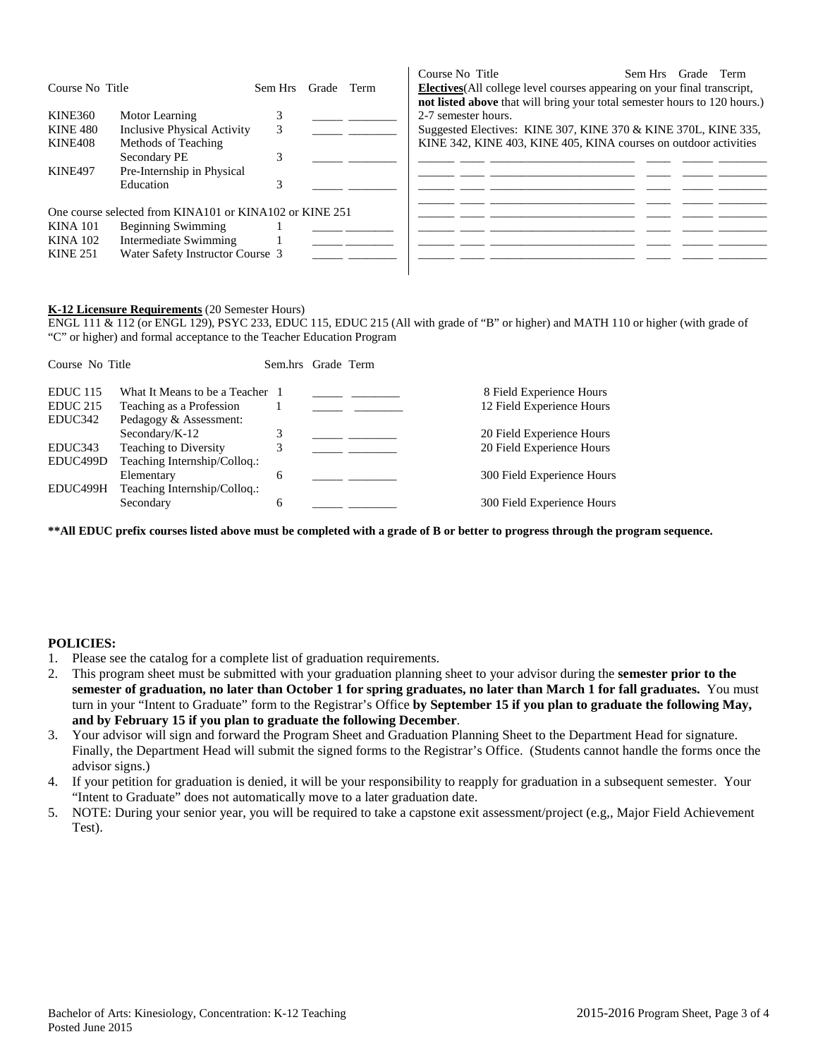| Course No | Title | Sem Hrs | Grade | Term |
|---|---|---|---|---|
| KINE360 | Motor Learning | 3 | _____ | ________ |
| KINE 480 | Inclusive Physical Activity | 3 | _____ | ________ |
| KINE408 | Methods of Teaching Secondary PE | 3 | _____ | ________ |
| KINE497 | Pre-Internship in Physical Education | 3 | _____ | ________ |

One course selected from KINA101 or KINA102 or KINE 251

| Course No | Title | Sem Hrs | Grade | Term |
|---|---|---|---|---|
| KINA 101 | Beginning Swimming | 1 | _____ | ________ |
| KINA 102 | Intermediate Swimming | 1 | _____ | ________ |
| KINE 251 | Water Safety Instructor Course | 3 | _____ | ________ |

Course No Title Sem Hrs Grade Term

**Electives**(All college level courses appearing on your final transcript, **not listed above** that will bring your total semester hours to 120 hours.) 2-7 semester hours.

Suggested Electives: KINE 307, KINE 370 & KINE 370L, KINE 335, KINE 342, KINE 403, KINE 405, KINA courses on outdoor activities

| Course No | Title | Sem Hrs | Grade | Term |
|---|---|---|---|---|
| ______ | ________________________ | ____ | _____ | ________ |
| ______ | ________________________ | ____ | _____ | ________ |
| ______ | ________________________ | ____ | _____ | ________ |
| ______ | ________________________ | ____ | _____ | ________ |
| ______ | ________________________ | ____ | _____ | ________ |
| ______ | ________________________ | ____ | _____ | ________ |
| ______ | ________________________ | ____ | _____ | ________ |

**K-12 Licensure Requirements** (20 Semester Hours)
ENGL 111 & 112 (or ENGL 129), PSYC 233, EDUC 115, EDUC 215 (All with grade of "B" or higher) and MATH 110 or higher (with grade of "C" or higher) and formal acceptance to the Teacher Education Program

| Course No | Title | Sem.hrs | Grade | Term | |
|---|---|---|---|---|---|
| EDUC 115 | What It Means to be a Teacher | 1 | _____ | ________ | 8 Field Experience Hours |
| EDUC 215 | Teaching as a Profession | 1 | _____ | ________ | 12 Field Experience Hours |
| EDUC342 | Pedagogy & Assessment: Secondary/K-12 | 3 | _____ | ________ | 20 Field Experience Hours |
| EDUC343 | Teaching to Diversity | 3 | _____ | ________ | 20 Field Experience Hours |
| EDUC499D | Teaching Internship/Colloq.: Elementary | 6 | _____ | ________ | 300 Field Experience Hours |
| EDUC499H | Teaching Internship/Colloq.: Secondary | 6 | _____ | ________ | 300 Field Experience Hours |

**\*\*All EDUC prefix courses listed above must be completed with a grade of B or better to progress through the program sequence.**

**POLICIES:**

1. Please see the catalog for a complete list of graduation requirements.
2. This program sheet must be submitted with your graduation planning sheet to your advisor during the **semester prior to the semester of graduation, no later than October 1 for spring graduates, no later than March 1 for fall graduates.** You must turn in your "Intent to Graduate" form to the Registrar's Office **by September 15 if you plan to graduate the following May, and by February 15 if you plan to graduate the following December**.
3. Your advisor will sign and forward the Program Sheet and Graduation Planning Sheet to the Department Head for signature. Finally, the Department Head will submit the signed forms to the Registrar's Office. (Students cannot handle the forms once the advisor signs.)
4. If your petition for graduation is denied, it will be your responsibility to reapply for graduation in a subsequent semester. Your "Intent to Graduate" does not automatically move to a later graduation date.
5. NOTE: During your senior year, you will be required to take a capstone exit assessment/project (e.g,, Major Field Achievement Test).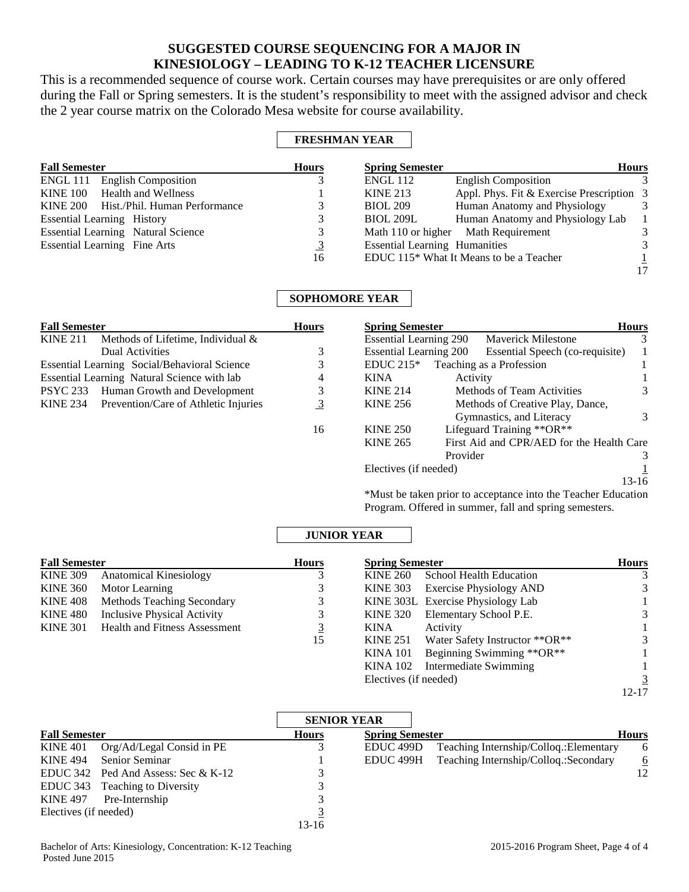## SUGGESTED COURSE SEQUENCING FOR A MAJOR IN KINESIOLOGY – LEADING TO K-12 TEACHER LICENSURE

This is a recommended sequence of course work. Certain courses may have prerequisites or are only offered during the Fall or Spring semesters. It is the student's responsibility to meet with the assigned advisor and check the 2 year course matrix on the Colorado Mesa website for course availability.

### FRESHMAN YEAR

| Fall Semester | | Hours |
|---|---|---|
| ENGL 111 | English Composition | 3 |
| KINE 100 | Health and Wellness | 1 |
| KINE 200 | Hist./Phil. Human Performance | 3 |
| Essential Learning | History | 3 |
| Essential Learning | Natural Science | 3 |
| Essential Learning | Fine Arts | 3 |
| | | 16 |

| Spring Semester | | Hours |
|---|---|---|
| ENGL 112 | English Composition | 3 |
| KINE 213 | Appl. Phys. Fit & Exercise Prescription | 3 |
| BIOL 209 | Human Anatomy and Physiology | 3 |
| BIOL 209L | Human Anatomy and Physiology Lab | 1 |
| Math 110 or higher | Math Requirement | 3 |
| Essential Learning | Humanities | 3 |
| EDUC 115* | What It Means to be a Teacher | 1 |
| | | 17 |

### SOPHOMORE YEAR

| Fall Semester | | Hours |
|---|---|---|
| KINE 211 | Methods of Lifetime, Individual & Dual Activities | 3 |
| Essential Learning | Social/Behavioral Science | 3 |
| Essential Learning | Natural Science with lab | 4 |
| PSYC 233 | Human Growth and Development | 3 |
| KINE 234 | Prevention/Care of Athletic Injuries | 3 |
| | | 16 |

| Spring Semester | | Hours |
|---|---|---|
| Essential Learning 290 | Maverick Milestone | 3 |
| Essential Learning 200 | Essential Speech (co-requisite) | 1 |
| EDUC 215* | Teaching as a Profession | 1 |
| KINA | Activity | 1 |
| KINE 214 | Methods of Team Activities | 3 |
| KINE 256 | Methods of Creative Play, Dance, Gymnastics, and Literacy | 3 |
| KINE 250 | Lifeguard Training **OR** | |
| KINE 265 | First Aid and CPR/AED for the Health Care Provider | 3 |
| Electives (if needed) | | 1 |
| | | 13-16 |

*Must be taken prior to acceptance into the Teacher Education Program. Offered in summer, fall and spring semesters.

### JUNIOR YEAR

| Fall Semester | | Hours |
|---|---|---|
| KINE 309 | Anatomical Kinesiology | 3 |
| KINE 360 | Motor Learning | 3 |
| KINE 408 | Methods Teaching Secondary | 3 |
| KINE 480 | Inclusive Physical Activity | 3 |
| KINE 301 | Health and Fitness Assessment | 3 |
| | | 15 |

| Spring Semester | | Hours |
|---|---|---|
| KINE 260 | School Health Education | 3 |
| KINE 303 | Exercise Physiology AND | 3 |
| KINE 303L | Exercise Physiology Lab | 1 |
| KINE 320 | Elementary School P.E. | 3 |
| KINA | Activity | 1 |
| KINE 251 | Water Safety Instructor **OR** | 3 |
| KINA 101 | Beginning Swimming **OR** | 1 |
| KINA 102 | Intermediate Swimming | 1 |
| Electives (if needed) | | 3 |
| | | 12-17 |

### SENIOR YEAR

| Fall Semester | | Hours |
|---|---|---|
| KINE 401 | Org/Ad/Legal Consid in PE | 3 |
| KINE 494 | Senior Seminar | 1 |
| EDUC 342 | Ped And Assess: Sec & K-12 | 3 |
| EDUC 343 | Teaching to Diversity | 3 |
| KINE 497 | Pre-Internship | 3 |
| Electives (if needed) | | 3 |
| | | 13-16 |

| Spring Semester | | Hours |
|---|---|---|
| EDUC 499D | Teaching Internship/Colloq.:Elementary | 6 |
| EDUC 499H | Teaching Internship/Colloq.:Secondary | 6 |
| | | 12 |

Bachelor of Arts: Kinesiology, Concentration: K-12 Teaching
Posted June 2015

2015-2016 Program Sheet